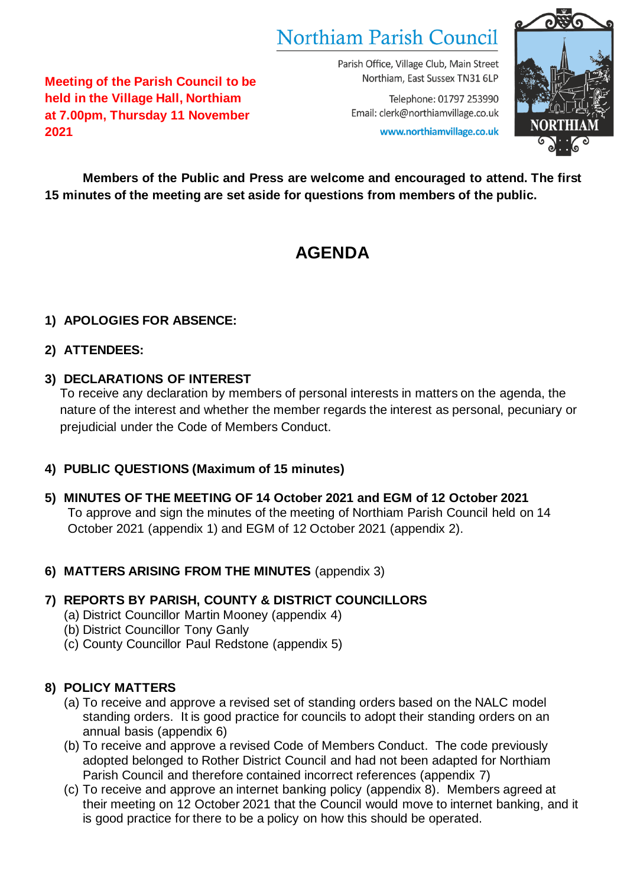# Northiam Parish Council

Parish Office, Village Club, Main Street
Northiam, East Sussex TN31 6LP

Telephone: 01797 253990
Email: clerk@northiamvillage.co.uk
www.northiamvillage.co.uk

**Meeting of the Parish Council to be held in the Village Hall, Northiam at 7.00pm, Thursday 11 November 2021**

**Members of the Public and Press are welcome and encouraged to attend. The first 15 minutes of the meeting are set aside for questions from members of the public.**

## AGENDA

1) **APOLOGIES FOR ABSENCE:**

2) **ATTENDEES:**

3) **DECLARATIONS OF INTEREST**
To receive any declaration by members of personal interests in matters on the agenda, the nature of the interest and whether the member regards the interest as personal, pecuniary or prejudicial under the Code of Members Conduct.

4) **PUBLIC QUESTIONS (Maximum of 15 minutes)**

5) **MINUTES OF THE MEETING OF 14 October 2021 and EGM of 12 October 2021**
To approve and sign the minutes of the meeting of Northiam Parish Council held on 14 October 2021 (appendix 1) and EGM of 12 October 2021 (appendix 2).

6) **MATTERS ARISING FROM THE MINUTES** (appendix 3)

7) **REPORTS BY PARISH, COUNTY & DISTRICT COUNCILLORS**
   (a) District Councillor Martin Mooney (appendix 4)
   (b) District Councillor Tony Ganly
   (c) County Councillor Paul Redstone (appendix 5)

8) **POLICY MATTERS**
   (a) To receive and approve a revised set of standing orders based on the NALC model standing orders. It is good practice for councils to adopt their standing orders on an annual basis (appendix 6)
   (b) To receive and approve a revised Code of Members Conduct. The code previously adopted belonged to Rother District Council and had not been adapted for Northiam Parish Council and therefore contained incorrect references (appendix 7)
   (c) To receive and approve an internet banking policy (appendix 8). Members agreed at their meeting on 12 October 2021 that the Council would move to internet banking, and it is good practice for there to be a policy on how this should be operated.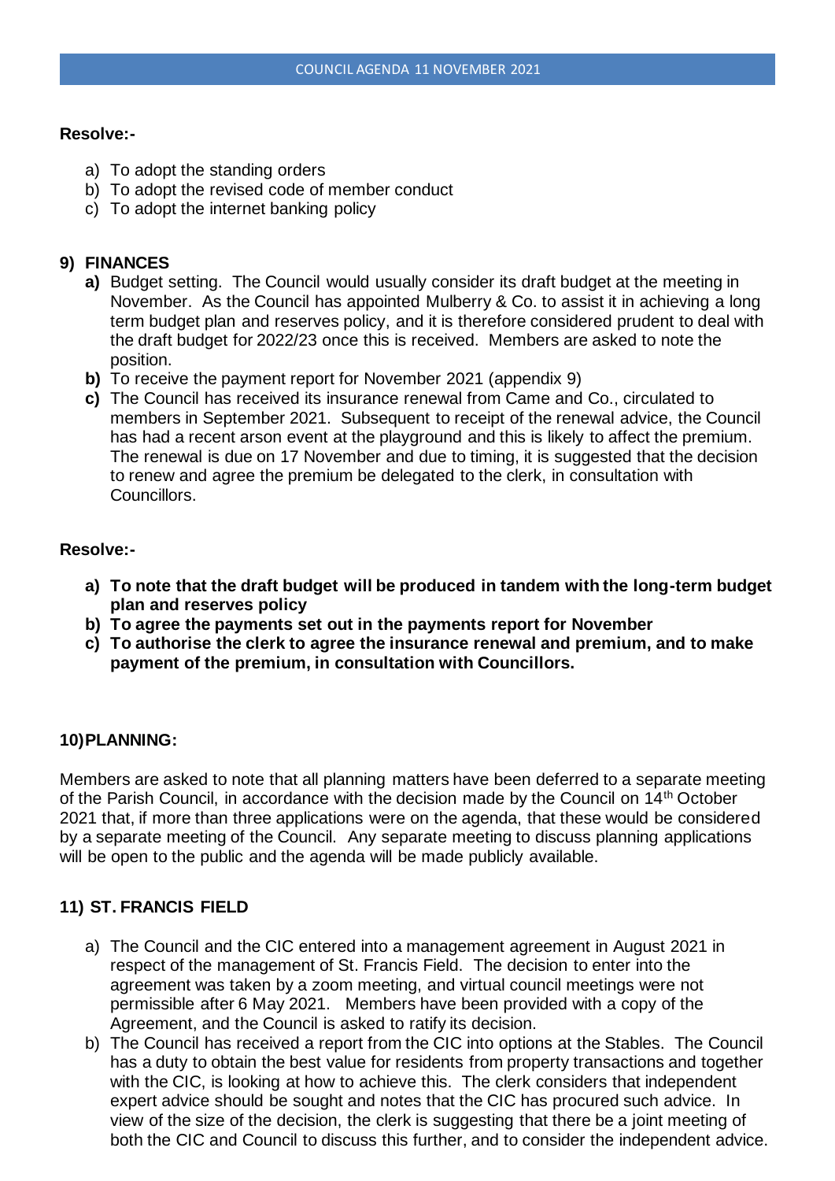**Resolve:-**

a) To adopt the standing orders
b) To adopt the revised code of member conduct
c) To adopt the internet banking policy

## 9) FINANCES

**a)** Budget setting. The Council would usually consider its draft budget at the meeting in November. As the Council has appointed Mulberry & Co. to assist it in achieving a long term budget plan and reserves policy, and it is therefore considered prudent to deal with the draft budget for 2022/23 once this is received. Members are asked to note the position.

**b)** To receive the payment report for November 2021 (appendix 9)

**c)** The Council has received its insurance renewal from Came and Co., circulated to members in September 2021. Subsequent to receipt of the renewal advice, the Council has had a recent arson event at the playground and this is likely to affect the premium. The renewal is due on 17 November and due to timing, it is suggested that the decision to renew and agree the premium be delegated to the clerk, in consultation with Councillors.

**Resolve:-**

**a) To note that the draft budget will be produced in tandem with the long-term budget plan and reserves policy**
**b) To agree the payments set out in the payments report for November**
**c) To authorise the clerk to agree the insurance renewal and premium, and to make payment of the premium, in consultation with Councillors.**

## 10) PLANNING:

Members are asked to note that all planning matters have been deferred to a separate meeting of the Parish Council, in accordance with the decision made by the Council on 14th October 2021 that, if more than three applications were on the agenda, that these would be considered by a separate meeting of the Council. Any separate meeting to discuss planning applications will be open to the public and the agenda will be made publicly available.

## 11) ST. FRANCIS FIELD

a) The Council and the CIC entered into a management agreement in August 2021 in respect of the management of St. Francis Field. The decision to enter into the agreement was taken by a zoom meeting, and virtual council meetings were not permissible after 6 May 2021. Members have been provided with a copy of the Agreement, and the Council is asked to ratify its decision.

b) The Council has received a report from the CIC into options at the Stables. The Council has a duty to obtain the best value for residents from property transactions and together with the CIC, is looking at how to achieve this. The clerk considers that independent expert advice should be sought and notes that the CIC has procured such advice. In view of the size of the decision, the clerk is suggesting that there be a joint meeting of both the CIC and Council to discuss this further, and to consider the independent advice.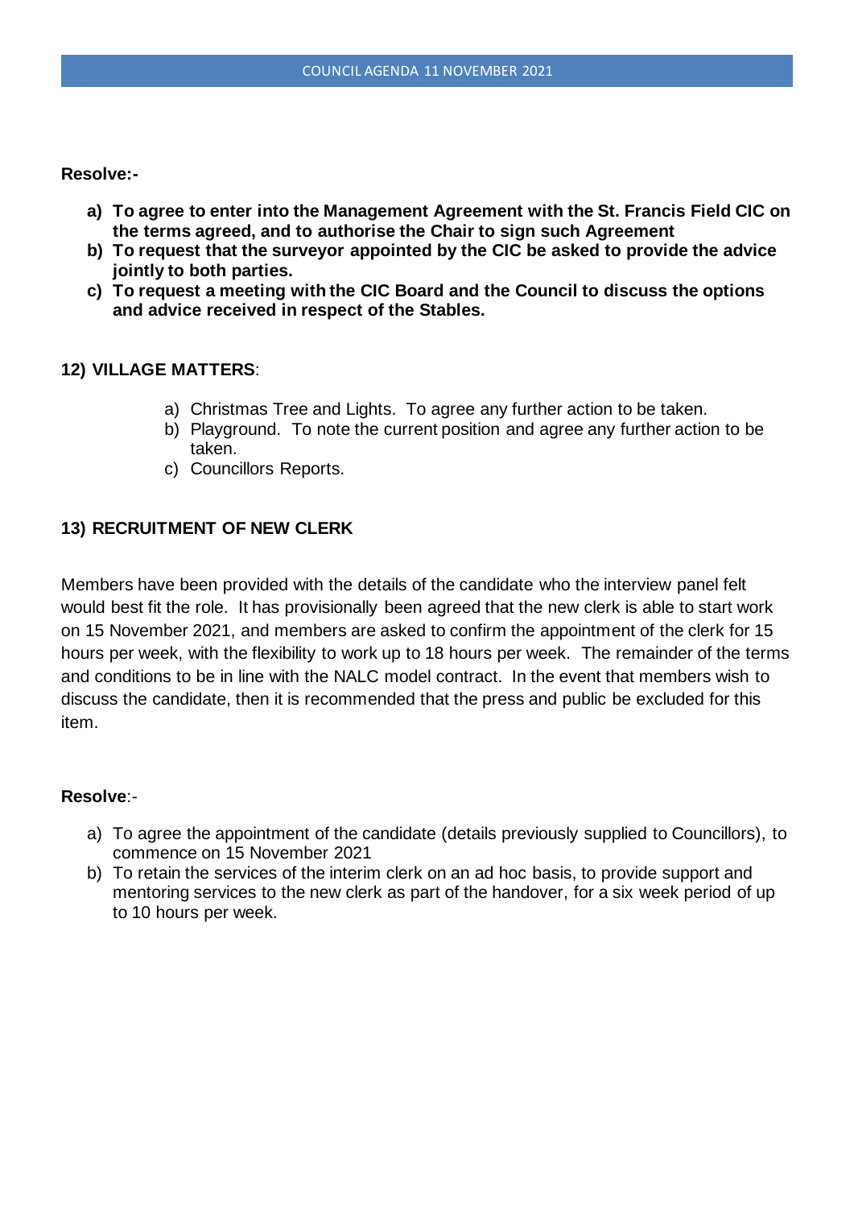**Resolve:-**

- **a) To agree to enter into the Management Agreement with the St. Francis Field CIC on the terms agreed, and to authorise the Chair to sign such Agreement**
- **b) To request that the surveyor appointed by the CIC be asked to provide the advice jointly to both parties.**
- **c) To request a meeting with the CIC Board and the Council to discuss the options and advice received in respect of the Stables.**

## 12) VILLAGE MATTERS:

- a) Christmas Tree and Lights. To agree any further action to be taken.
- b) Playground. To note the current position and agree any further action to be taken.
- c) Councillors Reports.

## 13) RECRUITMENT OF NEW CLERK

Members have been provided with the details of the candidate who the interview panel felt would best fit the role. It has provisionally been agreed that the new clerk is able to start work on 15 November 2021, and members are asked to confirm the appointment of the clerk for 15 hours per week, with the flexibility to work up to 18 hours per week. The remainder of the terms and conditions to be in line with the NALC model contract. In the event that members wish to discuss the candidate, then it is recommended that the press and public be excluded for this item.

**Resolve**:-

- a) To agree the appointment of the candidate (details previously supplied to Councillors), to commence on 15 November 2021
- b) To retain the services of the interim clerk on an ad hoc basis, to provide support and mentoring services to the new clerk as part of the handover, for a six week period of up to 10 hours per week.